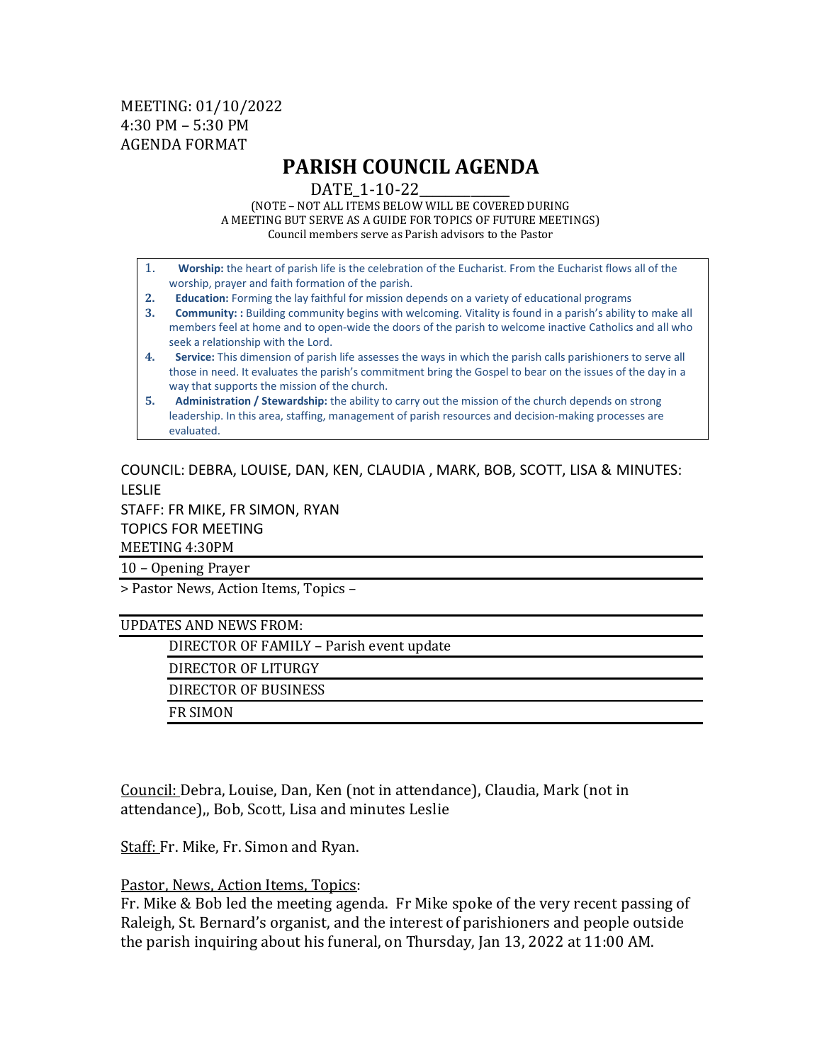MEETING: 01/10/2022
4:30 PM – 5:30 PM
AGENDA FORMAT

# PARISH COUNCIL AGENDA

DATE_1-10-22______________

(NOTE – NOT ALL ITEMS BELOW WILL BE COVERED DURING A MEETING BUT SERVE AS A GUIDE FOR TOPICS OF FUTURE MEETINGS)
Council members serve as Parish advisors to the Pastor

1. **Worship:** the heart of parish life is the celebration of the Eucharist. From the Eucharist flows all of the worship, prayer and faith formation of the parish.
2. **Education:** Forming the lay faithful for mission depends on a variety of educational programs
3. **Community: :** Building community begins with welcoming. Vitality is found in a parish's ability to make all members feel at home and to open-wide the doors of the parish to welcome inactive Catholics and all who seek a relationship with the Lord.
4. **Service:** This dimension of parish life assesses the ways in which the parish calls parishioners to serve all those in need. It evaluates the parish's commitment bring the Gospel to bear on the issues of the day in a way that supports the mission of the church.
5. **Administration / Stewardship:** the ability to carry out the mission of the church depends on strong leadership. In this area, staffing, management of parish resources and decision-making processes are evaluated.

COUNCIL: DEBRA, LOUISE, DAN, KEN, CLAUDIA , MARK, BOB, SCOTT, LISA & MINUTES: LESLIE
STAFF: FR MIKE, FR SIMON, RYAN
TOPICS FOR MEETING
MEETING 4:30PM

10 – Opening Prayer

> Pastor News, Action Items, Topics –

UPDATES AND NEWS FROM:

- DIRECTOR OF FAMILY – Parish event update
- DIRECTOR OF LITURGY
- DIRECTOR OF BUSINESS
- FR SIMON

Council: Debra, Louise, Dan, Ken (not in attendance), Claudia, Mark (not in attendance),, Bob, Scott, Lisa and minutes Leslie

Staff: Fr. Mike, Fr. Simon and Ryan.

Pastor, News, Action Items, Topics:
Fr. Mike & Bob led the meeting agenda. Fr Mike spoke of the very recent passing of Raleigh, St. Bernard's organist, and the interest of parishioners and people outside the parish inquiring about his funeral, on Thursday, Jan 13, 2022 at 11:00 AM.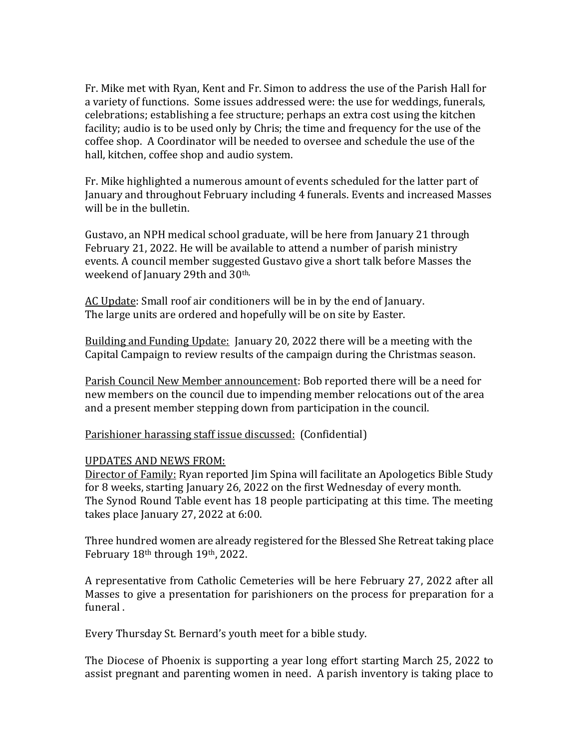Fr. Mike met with Ryan, Kent and Fr. Simon to address the use of the Parish Hall for a variety of functions. Some issues addressed were: the use for weddings, funerals, celebrations; establishing a fee structure; perhaps an extra cost using the kitchen facility; audio is to be used only by Chris; the time and frequency for the use of the coffee shop. A Coordinator will be needed to oversee and schedule the use of the hall, kitchen, coffee shop and audio system.

Fr. Mike highlighted a numerous amount of events scheduled for the latter part of January and throughout February including 4 funerals. Events and increased Masses will be in the bulletin.

Gustavo, an NPH medical school graduate, will be here from January 21 through February 21, 2022. He will be available to attend a number of parish ministry events. A council member suggested Gustavo give a short talk before Masses the weekend of January 29th and 30th,

<u>AC Update</u>: Small roof air conditioners will be in by the end of January. The large units are ordered and hopefully will be on site by Easter.

<u>Building and Funding Update:</u> January 20, 2022 there will be a meeting with the Capital Campaign to review results of the campaign during the Christmas season.

<u>Parish Council New Member announcement</u>: Bob reported there will be a need for new members on the council due to impending member relocations out of the area and a present member stepping down from participation in the council.

<u>Parishioner harassing staff issue discussed:</u> (Confidential)

<u>UPDATES AND NEWS FROM:</u>

<u>Director of Family:</u> Ryan reported Jim Spina will facilitate an Apologetics Bible Study for 8 weeks, starting January 26, 2022 on the first Wednesday of every month. The Synod Round Table event has 18 people participating at this time. The meeting takes place January 27, 2022 at 6:00.

Three hundred women are already registered for the Blessed She Retreat taking place February 18th through 19th, 2022.

A representative from Catholic Cemeteries will be here February 27, 2022 after all Masses to give a presentation for parishioners on the process for preparation for a funeral .

Every Thursday St. Bernard's youth meet for a bible study.

The Diocese of Phoenix is supporting a year long effort starting March 25, 2022 to assist pregnant and parenting women in need. A parish inventory is taking place to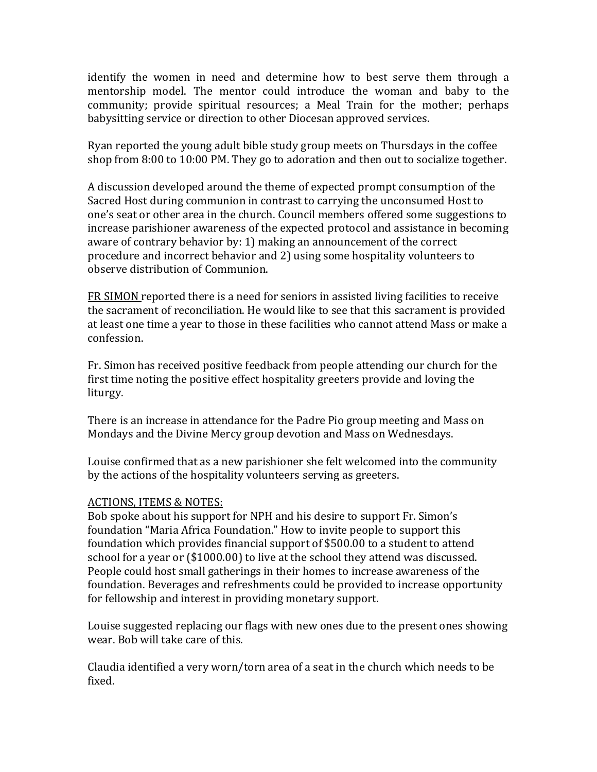identify the women in need and determine how to best serve them through a mentorship model. The mentor could introduce the woman and baby to the community; provide spiritual resources; a Meal Train for the mother; perhaps babysitting service or direction to other Diocesan approved services.

Ryan reported the young adult bible study group meets on Thursdays in the coffee shop from 8:00 to 10:00 PM. They go to adoration and then out to socialize together.

A discussion developed around the theme of expected prompt consumption of the Sacred Host during communion in contrast to carrying the unconsumed Host to one's seat or other area in the church. Council members offered some suggestions to increase parishioner awareness of the expected protocol and assistance in becoming aware of contrary behavior by: 1) making an announcement of the correct procedure and incorrect behavior and 2) using some hospitality volunteers to observe distribution of Communion.

<u>FR SIMON</u> reported there is a need for seniors in assisted living facilities to receive the sacrament of reconciliation. He would like to see that this sacrament is provided at least one time a year to those in these facilities who cannot attend Mass or make a confession.

Fr. Simon has received positive feedback from people attending our church for the first time noting the positive effect hospitality greeters provide and loving the liturgy.

There is an increase in attendance for the Padre Pio group meeting and Mass on Mondays and the Divine Mercy group devotion and Mass on Wednesdays.

Louise confirmed that as a new parishioner she felt welcomed into the community by the actions of the hospitality volunteers serving as greeters.

<u>ACTIONS, ITEMS & NOTES:</u>

Bob spoke about his support for NPH and his desire to support Fr. Simon's foundation "Maria Africa Foundation." How to invite people to support this foundation which provides financial support of $500.00 to a student to attend school for a year or ($1000.00) to live at the school they attend was discussed. People could host small gatherings in their homes to increase awareness of the foundation. Beverages and refreshments could be provided to increase opportunity for fellowship and interest in providing monetary support.

Louise suggested replacing our flags with new ones due to the present ones showing wear. Bob will take care of this.

Claudia identified a very worn/torn area of a seat in the church which needs to be fixed.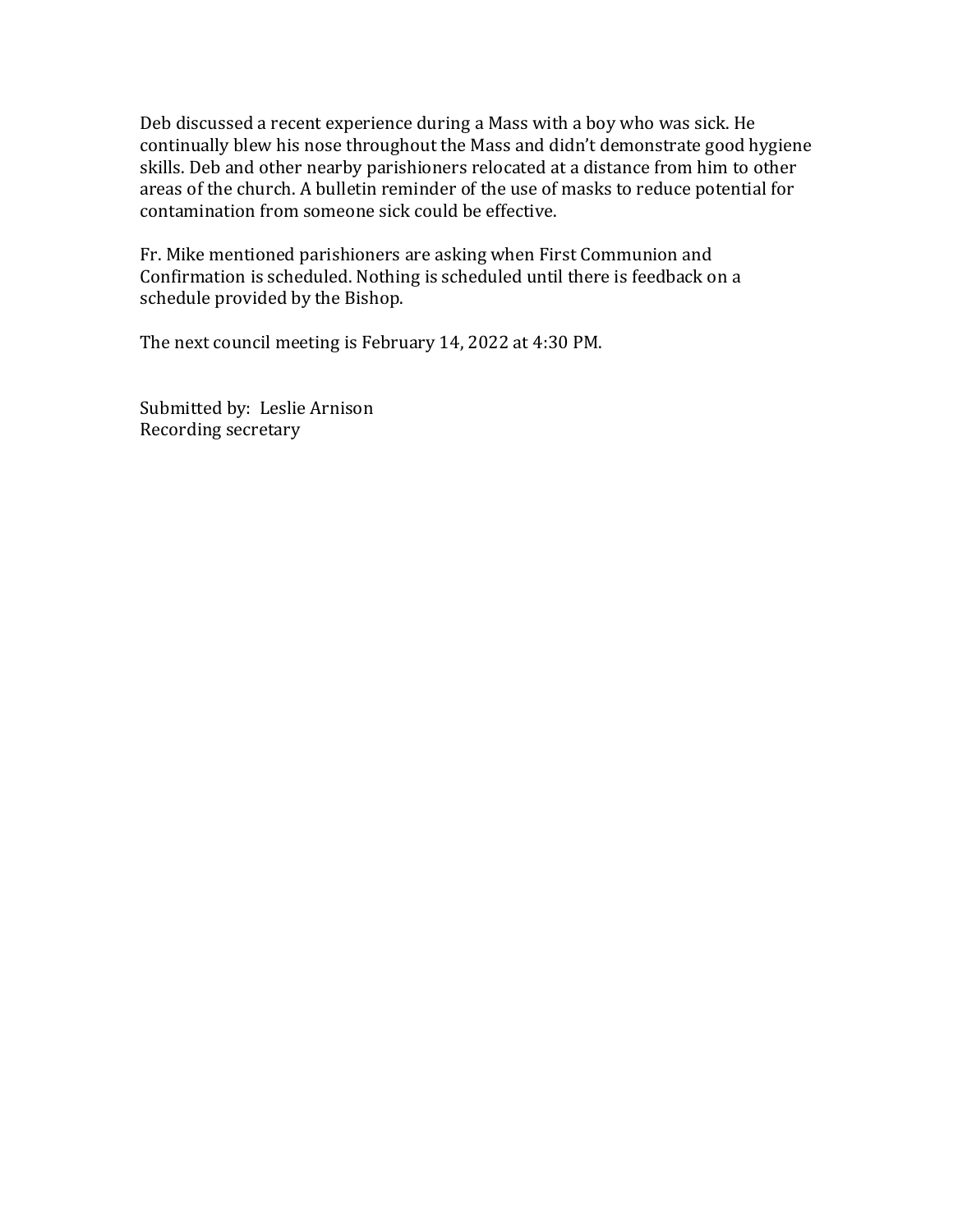Deb discussed a recent experience during a Mass with a boy who was sick. He continually blew his nose throughout the Mass and didn't demonstrate good hygiene skills. Deb and other nearby parishioners relocated at a distance from him to other areas of the church. A bulletin reminder of the use of masks to reduce potential for contamination from someone sick could be effective.

Fr. Mike mentioned parishioners are asking when First Communion and Confirmation is scheduled. Nothing is scheduled until there is feedback on a schedule provided by the Bishop.

The next council meeting is February 14, 2022 at 4:30 PM.

Submitted by: Leslie Arnison
Recording secretary